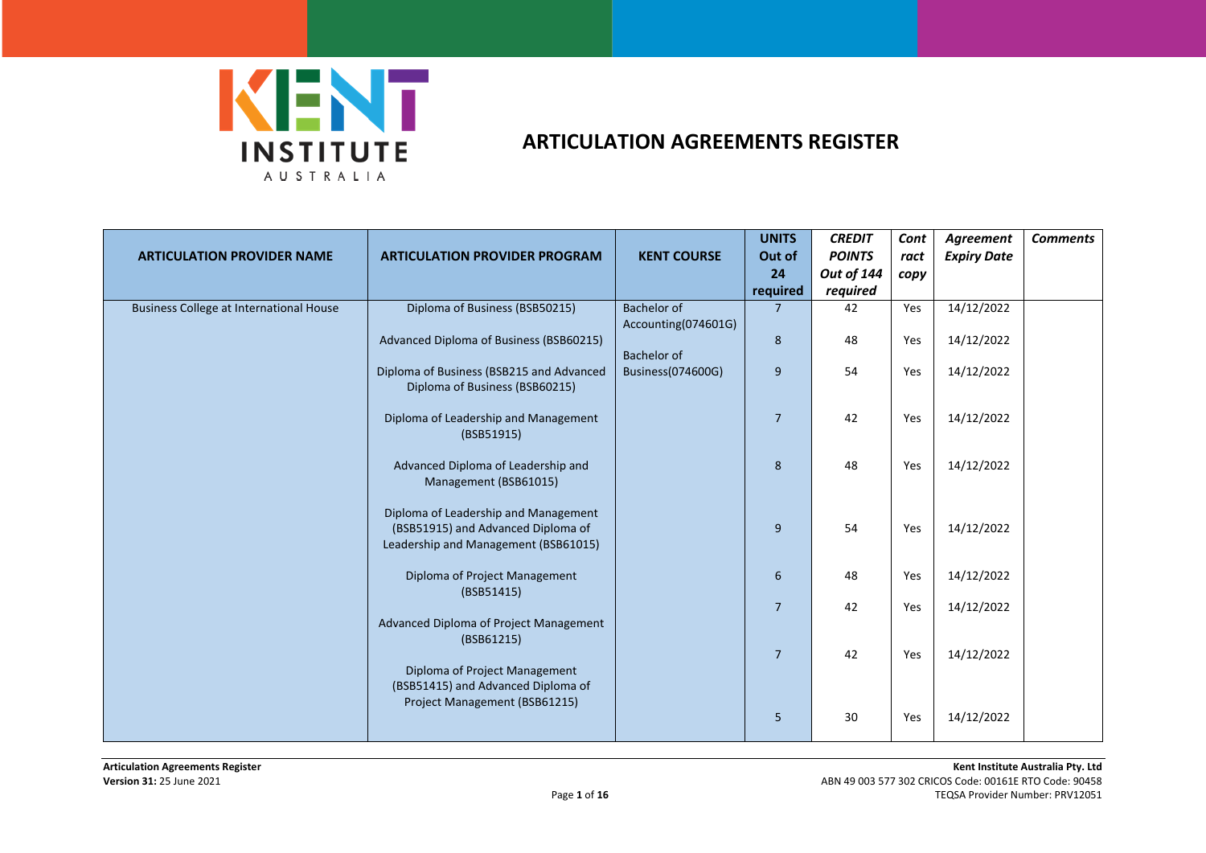# ARTICULATION AGREEMENTS REGISTER

| ARTICULATION PROVIDER NAME | ARTICULATION PROVIDER PROGRAM | KENT COURSE | UNITS Out of 24 required | *CREDIT POINTS Out of 144 required* | *Contract copy* | *Agreement Expiry Date* | *Comments* |
|---|---|---|---|---|---|---|---|
| Business College at International House | Diploma of Business (BSB50215) | Bachelor of Accounting(074601G) | 7 | 42 | Yes | 14/12/2022 | |
| | Advanced Diploma of Business (BSB60215) | Bachelor of Business(074600G) | 8 | 48 | Yes | 14/12/2022 | |
| | Diploma of Business (BSB215 and Advanced Diploma of Business (BSB60215) | | 9 | 54 | Yes | 14/12/2022 | |
| | Diploma of Leadership and Management (BSB51915) | | 7 | 42 | Yes | 14/12/2022 | |
| | Advanced Diploma of Leadership and Management (BSB61015) | | 8 | 48 | Yes | 14/12/2022 | |
| | Diploma of Leadership and Management (BSB51915) and Advanced Diploma of Leadership and Management (BSB61015) | | 9 | 54 | Yes | 14/12/2022 | |
| | Diploma of Project Management (BSB51415) | | 6 | 48 | Yes | 14/12/2022 | |
| | | | 7 | 42 | Yes | 14/12/2022 | |
| | Advanced Diploma of Project Management (BSB61215) | | 7 | 42 | Yes | 14/12/2022 | |
| | Diploma of Project Management (BSB51415) and Advanced Diploma of Project Management (BSB61215) | | 5 | 30 | Yes | 14/12/2022 | |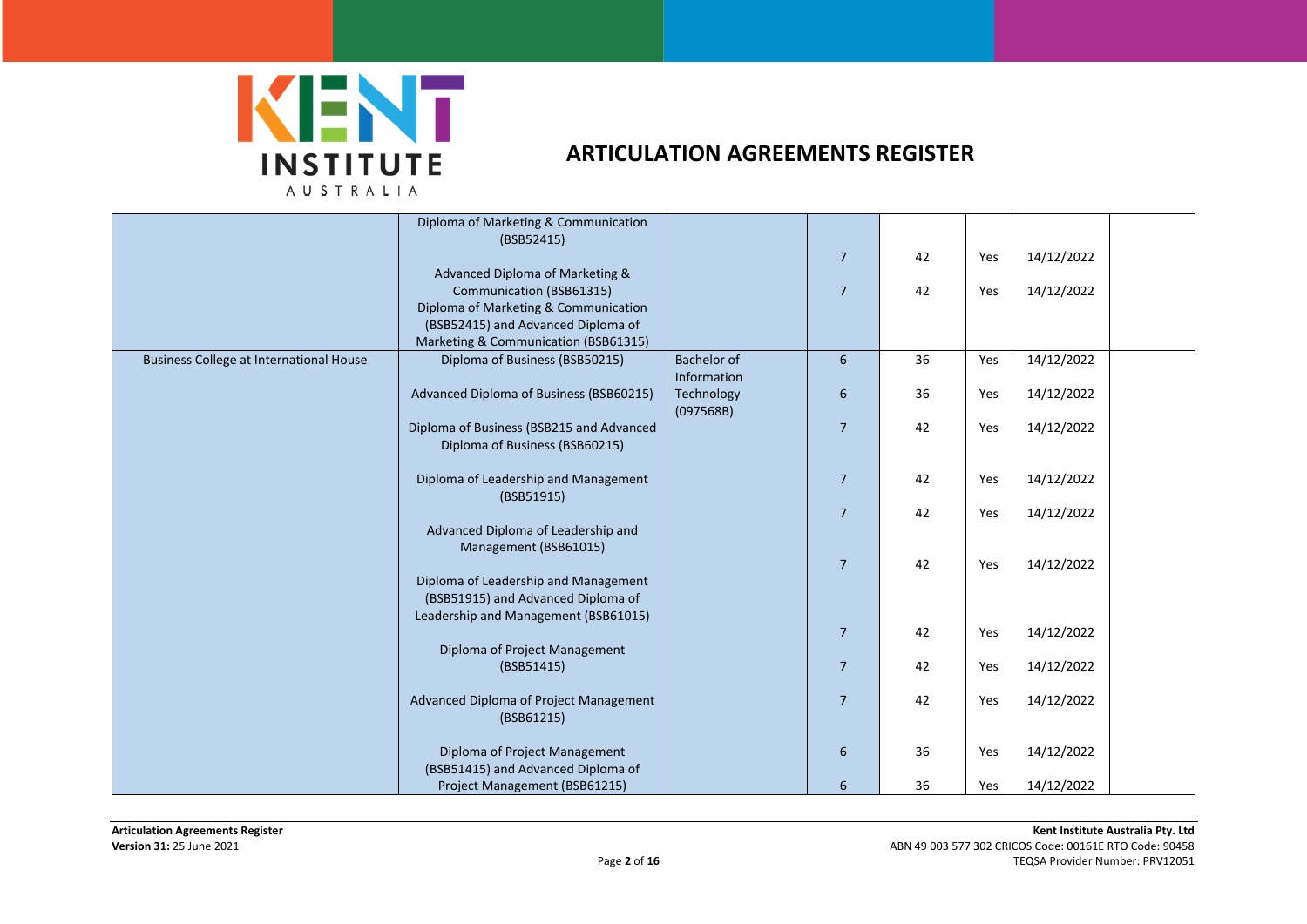# ARTICULATION AGREEMENTS REGISTER

| | | | | | | | |
|---|---|---|---|---|---|---|---|
| | Diploma of Marketing & Communication (BSB52415) | | 7 | 42 | Yes | 14/12/2022 | |
| | Advanced Diploma of Marketing & Communication (BSB61315) | | 7 | 42 | Yes | 14/12/2022 | |
| | Diploma of Marketing & Communication (BSB52415) and Advanced Diploma of Marketing & Communication (BSB61315) | | | | | | |
| Business College at International House | Diploma of Business (BSB50215) | Bachelor of Information Technology (097568B) | 6 | 36 | Yes | 14/12/2022 | |
| | Advanced Diploma of Business (BSB60215) | | 6 | 36 | Yes | 14/12/2022 | |
| | Diploma of Business (BSB215 and Advanced Diploma of Business (BSB60215) | | 7 | 42 | Yes | 14/12/2022 | |
| | Diploma of Leadership and Management (BSB51915) | | 7 | 42 | Yes | 14/12/2022 | |
| | | | 7 | 42 | Yes | 14/12/2022 | |
| | Advanced Diploma of Leadership and Management (BSB61015) | | 7 | 42 | Yes | 14/12/2022 | |
| | Diploma of Leadership and Management (BSB51915) and Advanced Diploma of Leadership and Management (BSB61015) | | | | | | |
| | | | 7 | 42 | Yes | 14/12/2022 | |
| | Diploma of Project Management (BSB51415) | | 7 | 42 | Yes | 14/12/2022 | |
| | Advanced Diploma of Project Management (BSB61215) | | 7 | 42 | Yes | 14/12/2022 | |
| | Diploma of Project Management (BSB51415) and Advanced Diploma of Project Management (BSB61215) | | 6 | 36 | Yes | 14/12/2022 | |
| | | | 6 | 36 | Yes | 14/12/2022 | |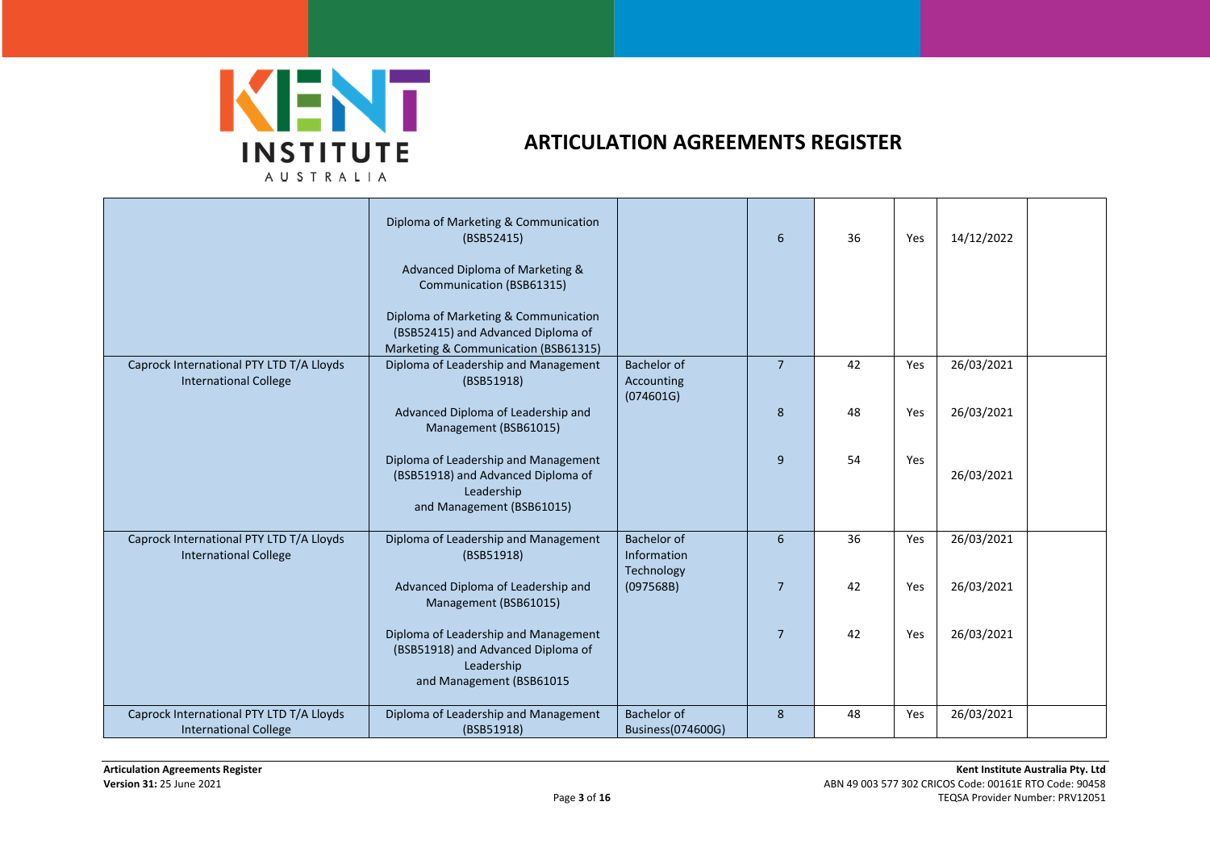# ARTICULATION AGREEMENTS REGISTER

| | | | | | | | |
|---|---|---|---|---|---|---|---|
| | Diploma of Marketing & Communication (BSB52415)<br><br>Advanced Diploma of Marketing & Communication (BSB61315)<br><br>Diploma of Marketing & Communication (BSB52415) and Advanced Diploma of Marketing & Communication (BSB61315) | | 6 | 36 | Yes | 14/12/2022 | |
| Caprock International PTY LTD T/A Lloyds International College | Diploma of Leadership and Management (BSB51918) | Bachelor of Accounting (074601G) | 7 | 42 | Yes | 26/03/2021 | |
| | Advanced Diploma of Leadership and Management (BSB61015) | | 8 | 48 | Yes | 26/03/2021 | |
| | Diploma of Leadership and Management (BSB51918) and Advanced Diploma of Leadership and Management (BSB61015) | | 9 | 54 | Yes | 26/03/2021 | |
| Caprock International PTY LTD T/A Lloyds International College | Diploma of Leadership and Management (BSB51918) | Bachelor of Information Technology (097568B) | 6 | 36 | Yes | 26/03/2021 | |
| | Advanced Diploma of Leadership and Management (BSB61015) | | 7 | 42 | Yes | 26/03/2021 | |
| | Diploma of Leadership and Management (BSB51918) and Advanced Diploma of Leadership and Management (BSB61015 | | 7 | 42 | Yes | 26/03/2021 | |
| Caprock International PTY LTD T/A Lloyds International College | Diploma of Leadership and Management (BSB51918) | Bachelor of Business(074600G) | 8 | 48 | Yes | 26/03/2021 | |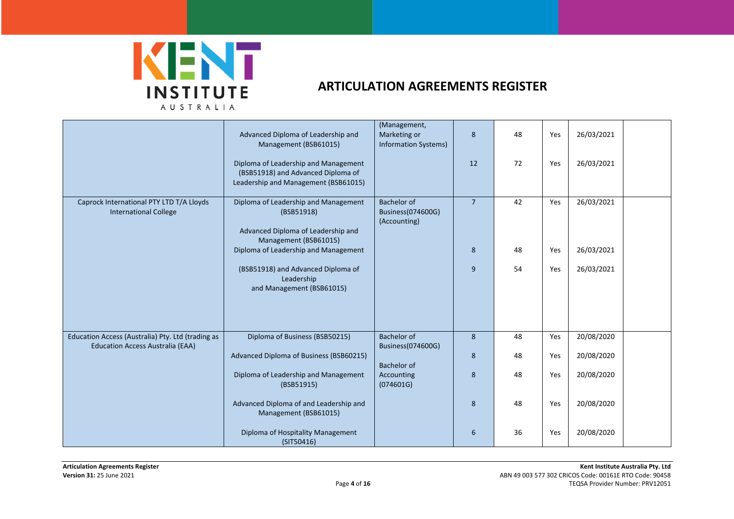# ARTICULATION AGREEMENTS REGISTER

| | | | | | | | |
|---|---|---|---|---|---|---|---|
| | Advanced Diploma of Leadership and Management (BSB61015) | (Management, Marketing or Information Systems) | 8 | 48 | Yes | 26/03/2021 | |
| | Diploma of Leadership and Management (BSB51918) and Advanced Diploma of Leadership and Management (BSB61015) | | 12 | 72 | Yes | 26/03/2021 | |
| Caprock International PTY LTD T/A Lloyds International College | Diploma of Leadership and Management (BSB51918) | Bachelor of Business(074600G) (Accounting) | 7 | 42 | Yes | 26/03/2021 | |
| | Advanced Diploma of Leadership and Management (BSB61015) | | 8 | 48 | Yes | 26/03/2021 | |
| | Diploma of Leadership and Management (BSB51918) and Advanced Diploma of Leadership and Management (BSB61015) | | 9 | 54 | Yes | 26/03/2021 | |
| Education Access (Australia) Pty. Ltd (trading as Education Access Australia (EAA) | Diploma of Business (BSB50215) | Bachelor of Business(074600G) | 8 | 48 | Yes | 20/08/2020 | |
| | Advanced Diploma of Business (BSB60215) | | 8 | 48 | Yes | 20/08/2020 | |
| | Diploma of Leadership and Management (BSB51915) | Bachelor of Accounting (074601G) | 8 | 48 | Yes | 20/08/2020 | |
| | Advanced Diploma of and Leadership and Management (BSB61015) | | 8 | 48 | Yes | 20/08/2020 | |
| | Diploma of Hospitality Management (SIT50416) | | 6 | 36 | Yes | 20/08/2020 | |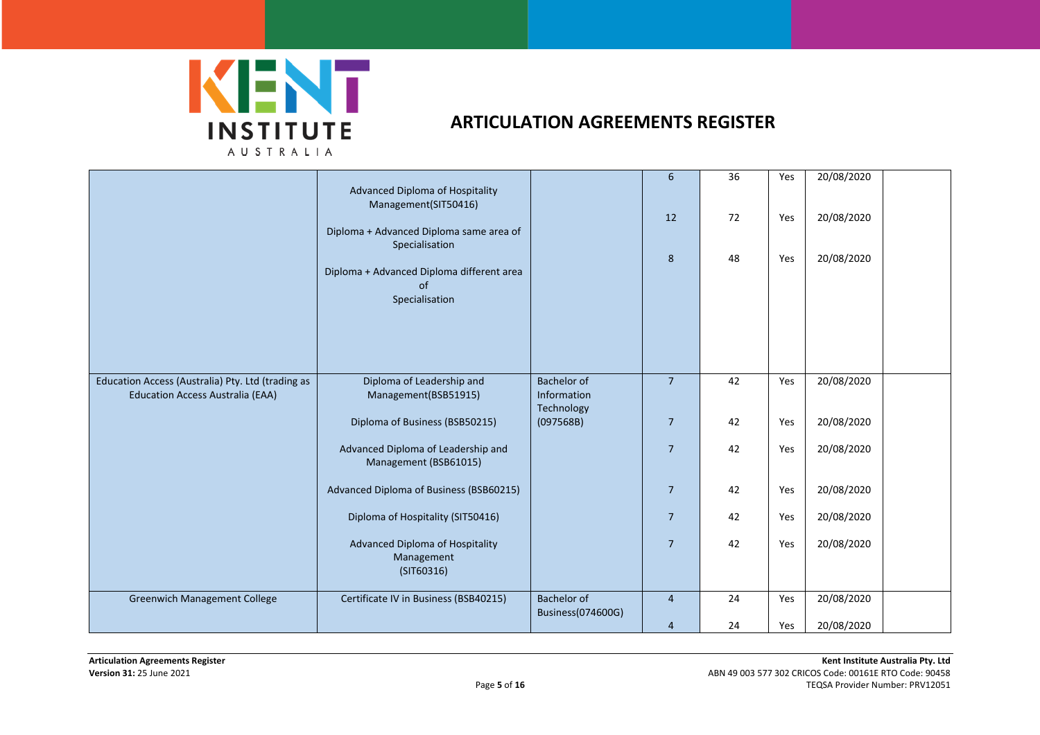# ARTICULATION AGREEMENTS REGISTER

| | | | | | | | |
|---|---|---|---|---|---|---|---|
| | Advanced Diploma of Hospitality Management(SIT50416) | | 6 | 36 | Yes | 20/08/2020 | |
| | Diploma + Advanced Diploma same area of Specialisation | | 12 | 72 | Yes | 20/08/2020 | |
| | Diploma + Advanced Diploma different area of Specialisation | | 8 | 48 | Yes | 20/08/2020 | |
| Education Access (Australia) Pty. Ltd (trading as Education Access Australia (EAA) | Diploma of Leadership and Management(BSB51915) | Bachelor of Information Technology (097568B) | 7 | 42 | Yes | 20/08/2020 | |
| | Diploma of Business (BSB50215) | | 7 | 42 | Yes | 20/08/2020 | |
| | Advanced Diploma of Leadership and Management (BSB61015) | | 7 | 42 | Yes | 20/08/2020 | |
| | Advanced Diploma of Business (BSB60215) | | 7 | 42 | Yes | 20/08/2020 | |
| | Diploma of Hospitality (SIT50416) | | 7 | 42 | Yes | 20/08/2020 | |
| | Advanced Diploma of Hospitality Management (SIT60316) | | 7 | 42 | Yes | 20/08/2020 | |
| Greenwich Management College | Certificate IV in Business (BSB40215) | Bachelor of Business(074600G) | 4 | 24 | Yes | 20/08/2020 | |
| | | | 4 | 24 | Yes | 20/08/2020 | |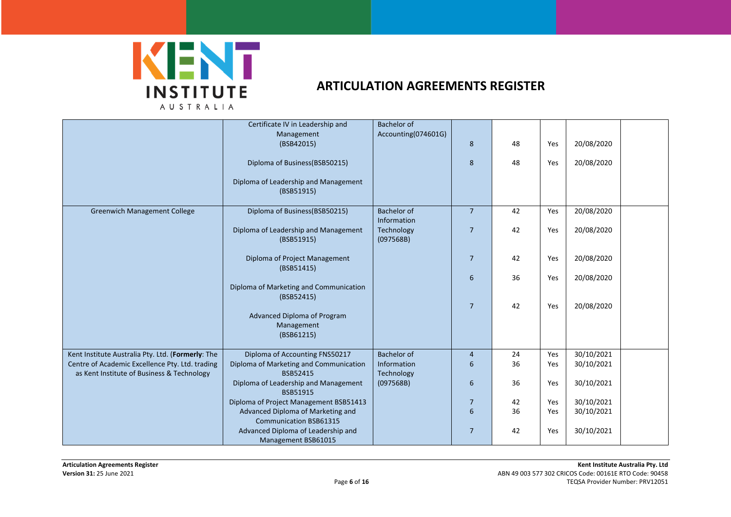## ARTICULATION AGREEMENTS REGISTER

| | | | | | | | |
|---|---|---|---|---|---|---|---|
| | Certificate IV in Leadership and Management (BSB42015) | Bachelor of Accounting(074601G) | 8 | 48 | Yes | 20/08/2020 | |
| | Diploma of Business(BSB50215) | | 8 | 48 | Yes | 20/08/2020 | |
| | Diploma of Leadership and Management (BSB51915) | | | | | | |
| Greenwich Management College | Diploma of Business(BSB50215) | Bachelor of Information Technology (097568B) | 7 | 42 | Yes | 20/08/2020 | |
| | Diploma of Leadership and Management (BSB51915) | | 7 | 42 | Yes | 20/08/2020 | |
| | Diploma of Project Management (BSB51415) | | 7 | 42 | Yes | 20/08/2020 | |
| | Diploma of Marketing and Communication (BSB52415) | | 6 | 36 | Yes | 20/08/2020 | |
| | Advanced Diploma of Program Management (BSB61215) | | 7 | 42 | Yes | 20/08/2020 | |
| Kent Institute Australia Pty. Ltd. (**Formerly**: The Centre of Academic Excellence Pty. Ltd. trading as Kent Institute of Business & Technology | Diploma of Accounting FNS50217 | Bachelor of Information Technology (097568B) | 4 | 24 | Yes | 30/10/2021 | |
| | Diploma of Marketing and Communication BSB52415 | | 6 | 36 | Yes | 30/10/2021 | |
| | Diploma of Leadership and Management BSB51915 | | 6 | 36 | Yes | 30/10/2021 | |
| | Diploma of Project Management BSB51413 | | 7 | 42 | Yes | 30/10/2021 | |
| | Advanced Diploma of Marketing and Communication BSB61315 | | 6 | 36 | Yes | 30/10/2021 | |
| | Advanced Diploma of Leadership and Management BSB61015 | | 7 | 42 | Yes | 30/10/2021 | |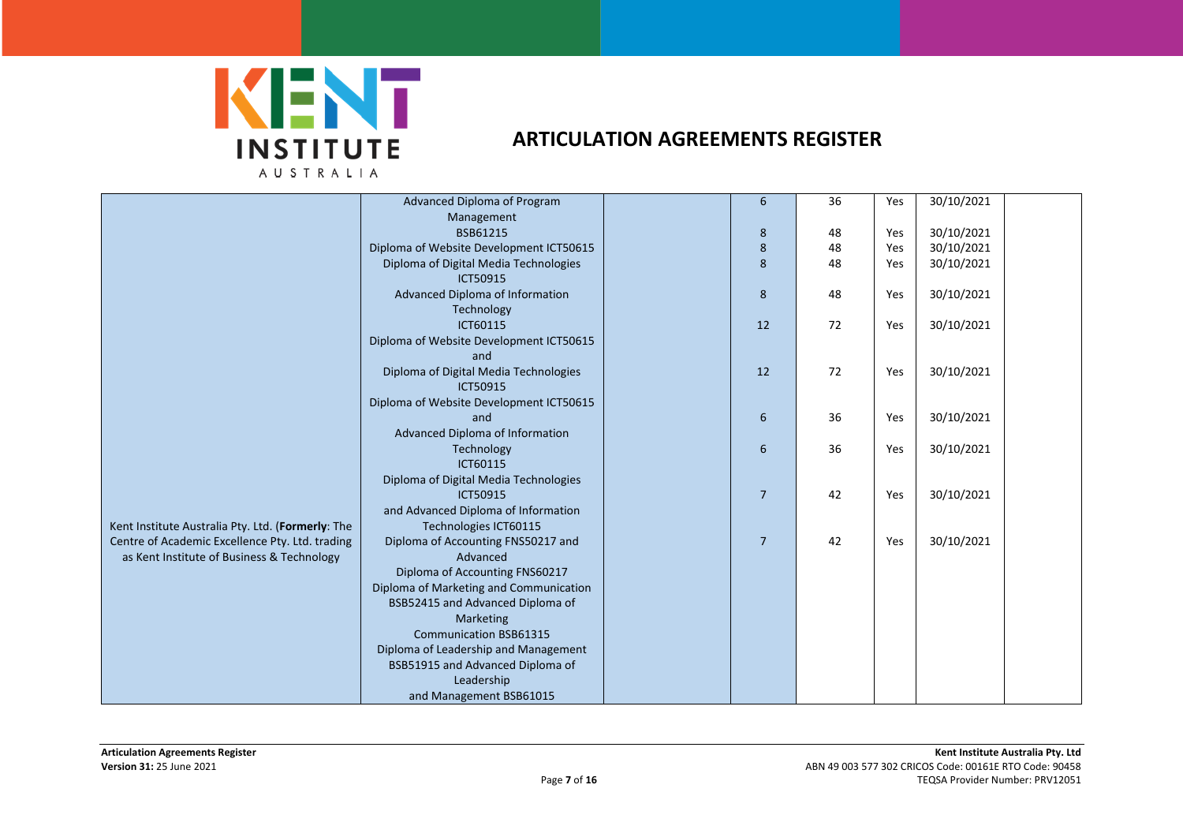# ARTICULATION AGREEMENTS REGISTER

| | | | | | | | |
|---|---|---|---|---|---|---|---|
| | Advanced Diploma of Program Management | | 6 | 36 | Yes | 30/10/2021 | |
| | BSB61215 | | 8 | 48 | Yes | 30/10/2021 | |
| | Diploma of Website Development ICT50615 | | 8 | 48 | Yes | 30/10/2021 | |
| | Diploma of Digital Media Technologies ICT50915 | | 8 | 48 | Yes | 30/10/2021 | |
| | Advanced Diploma of Information Technology | | 8 | 48 | Yes | 30/10/2021 | |
| | ICT60115 | | 12 | 72 | Yes | 30/10/2021 | |
| | Diploma of Website Development ICT50615 and Diploma of Digital Media Technologies ICT50915 | | 12 | 72 | Yes | 30/10/2021 | |
| | Diploma of Website Development ICT50615 and Advanced Diploma of Information | | 6 | 36 | Yes | 30/10/2021 | |
| | Technology ICT60115 | | 6 | 36 | Yes | 30/10/2021 | |
| | Diploma of Digital Media Technologies ICT50915 and Advanced Diploma of Information Technologies ICT60115 | | 7 | 42 | Yes | 30/10/2021 | |
| Kent Institute Australia Pty. Ltd. (**Formerly**: The Centre of Academic Excellence Pty. Ltd. trading as Kent Institute of Business & Technology | Diploma of Accounting FNS50217 and Advanced Diploma of Accounting FNS60217 | | 7 | 42 | Yes | 30/10/2021 | |
| | Diploma of Marketing and Communication BSB52415 and Advanced Diploma of Marketing Communication BSB61315 | | | | | | |
| | Diploma of Leadership and Management BSB51915 and Advanced Diploma of Leadership and Management BSB61015 | | | | | | |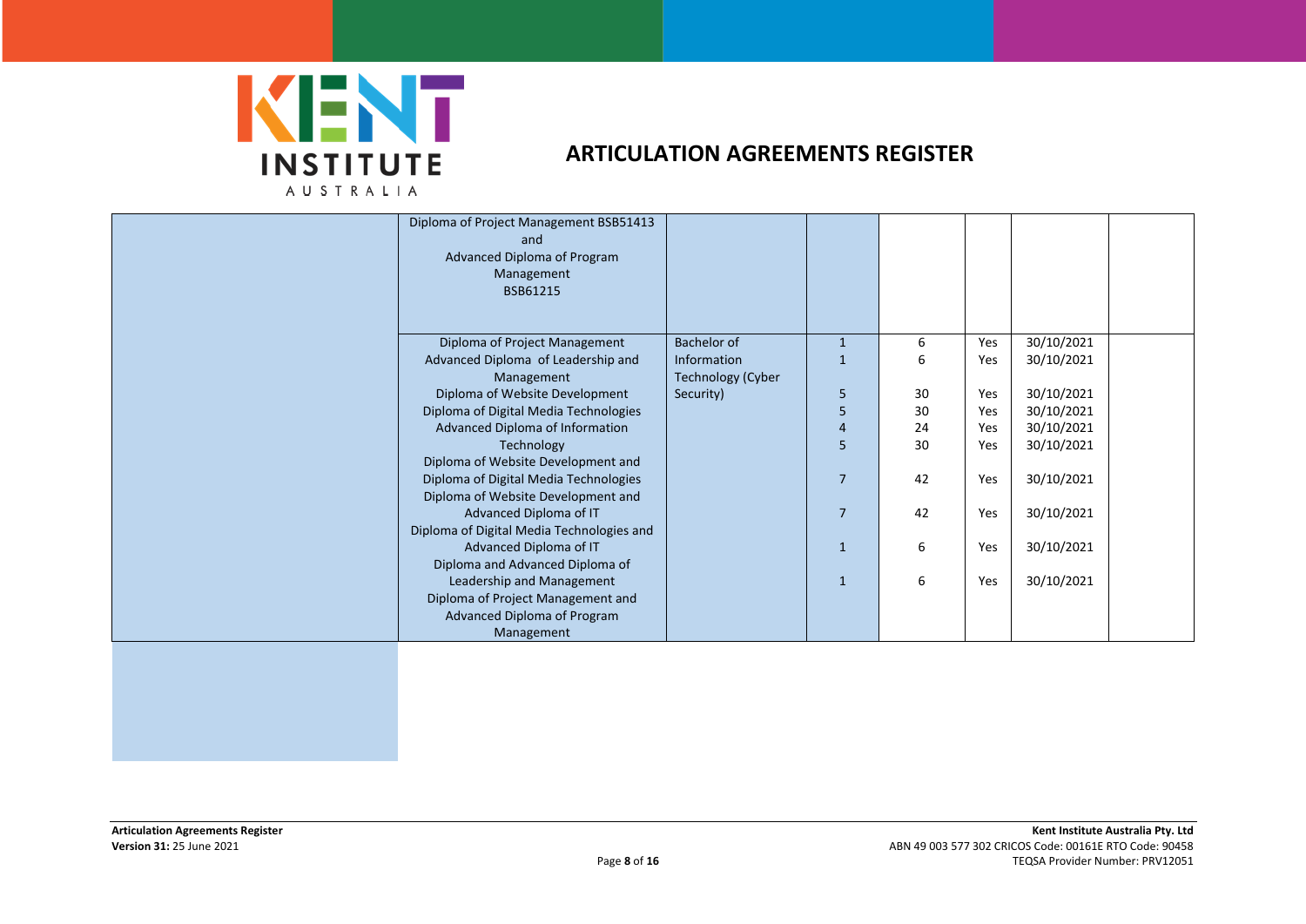## ARTICULATION AGREEMENTS REGISTER

| | | | | | | | |
|---|---|---|---|---|---|---|---|
| | Diploma of Project Management BSB51413 and Advanced Diploma of Program Management BSB61215 | | | | | | |
| | Diploma of Project Management | Bachelor of Information Technology (Cyber Security) | 1 | 6 | Yes | 30/10/2021 | |
| | Advanced Diploma of Leadership and Management | | 1 | 6 | Yes | 30/10/2021 | |
| | Diploma of Website Development | | 5 | 30 | Yes | 30/10/2021 | |
| | Diploma of Digital Media Technologies | | 5 | 30 | Yes | 30/10/2021 | |
| | Advanced Diploma of Information Technology | | 4 | 24 | Yes | 30/10/2021 | |
| | Diploma of Website Development and Diploma of Digital Media Technologies | | 5 | 30 | Yes | 30/10/2021 | |
| | Diploma of Website Development and Advanced Diploma of IT | | 7 | 42 | Yes | 30/10/2021 | |
| | Diploma of Digital Media Technologies and Advanced Diploma of IT | | 7 | 42 | Yes | 30/10/2021 | |
| | Diploma and Advanced Diploma of Leadership and Management | | 1 | 6 | Yes | 30/10/2021 | |
| | Diploma of Project Management and Advanced Diploma of Program Management | | 1 | 6 | Yes | 30/10/2021 | |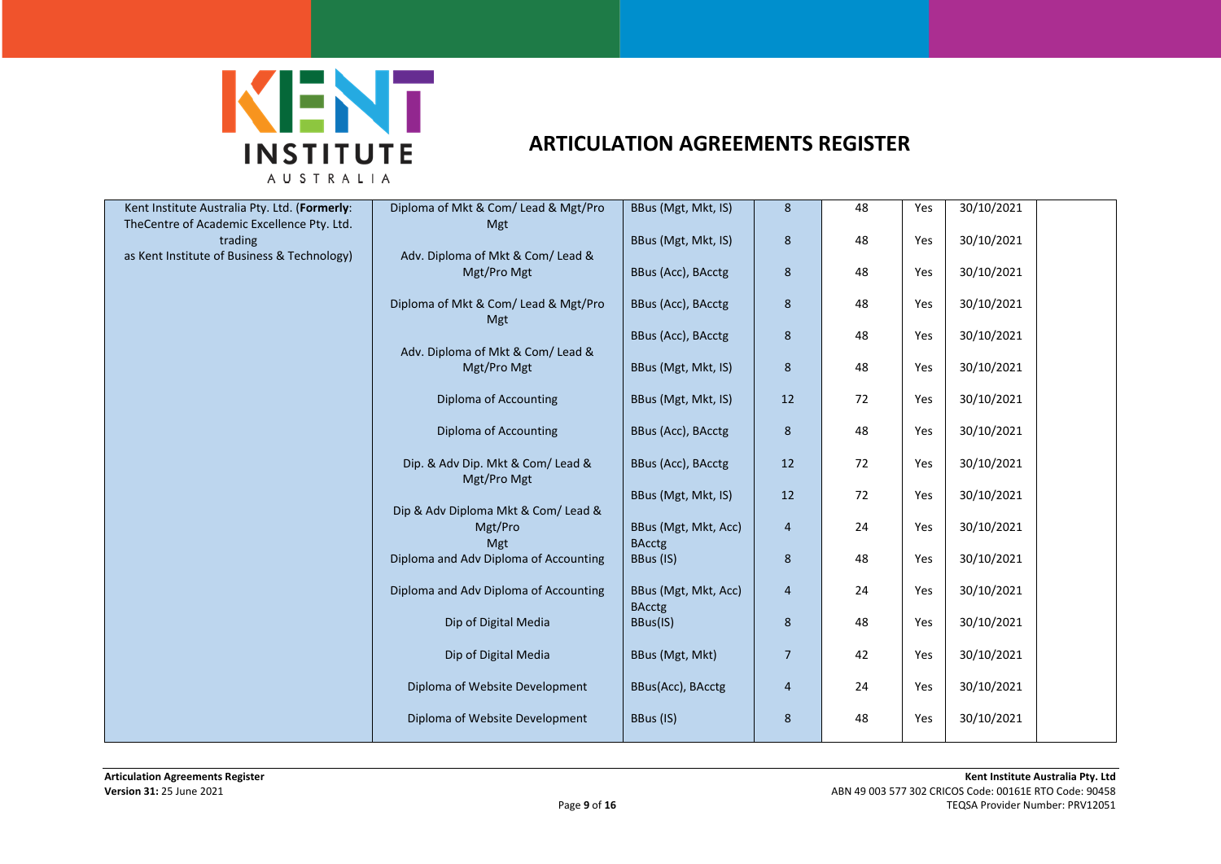# ARTICULATION AGREEMENTS REGISTER

| | | | | | | | |
|---|---|---|---|---|---|---|---|
| Kent Institute Australia Pty. Ltd. (**Formerly**: TheCentre of Academic Excellence Pty. Ltd. trading as Kent Institute of Business & Technology) | Diploma of Mkt & Com/ Lead & Mgt/Pro Mgt | BBus (Mgt, Mkt, IS) | 8 | 48 | Yes | 30/10/2021 | |
| | Adv. Diploma of Mkt & Com/ Lead & Mgt/Pro Mgt | BBus (Mgt, Mkt, IS) | 8 | 48 | Yes | 30/10/2021 | |
| | | BBus (Acc), BAcctg | 8 | 48 | Yes | 30/10/2021 | |
| | Diploma of Mkt & Com/ Lead & Mgt/Pro Mgt | BBus (Acc), BAcctg | 8 | 48 | Yes | 30/10/2021 | |
| | Adv. Diploma of Mkt & Com/ Lead & Mgt/Pro Mgt | BBus (Acc), BAcctg | 8 | 48 | Yes | 30/10/2021 | |
| | | BBus (Mgt, Mkt, IS) | 8 | 48 | Yes | 30/10/2021 | |
| | Diploma of Accounting | BBus (Mgt, Mkt, IS) | 12 | 72 | Yes | 30/10/2021 | |
| | Diploma of Accounting | BBus (Acc), BAcctg | 8 | 48 | Yes | 30/10/2021 | |
| | Dip. & Adv Dip. Mkt & Com/ Lead & Mgt/Pro Mgt | BBus (Acc), BAcctg | 12 | 72 | Yes | 30/10/2021 | |
| | Dip & Adv Diploma Mkt & Com/ Lead & Mgt/Pro Mgt | BBus (Mgt, Mkt, IS) | 12 | 72 | Yes | 30/10/2021 | |
| | | BBus (Mgt, Mkt, Acc) BAcctg | 4 | 24 | Yes | 30/10/2021 | |
| | Diploma and Adv Diploma of Accounting | BBus (IS) | 8 | 48 | Yes | 30/10/2021 | |
| | Diploma and Adv Diploma of Accounting | BBus (Mgt, Mkt, Acc) BAcctg | 4 | 24 | Yes | 30/10/2021 | |
| | Dip of Digital Media | BBus(IS) | 8 | 48 | Yes | 30/10/2021 | |
| | Dip of Digital Media | BBus (Mgt, Mkt) | 7 | 42 | Yes | 30/10/2021 | |
| | Diploma of Website Development | BBus(Acc), BAcctg | 4 | 24 | Yes | 30/10/2021 | |
| | Diploma of Website Development | BBus (IS) | 8 | 48 | Yes | 30/10/2021 | |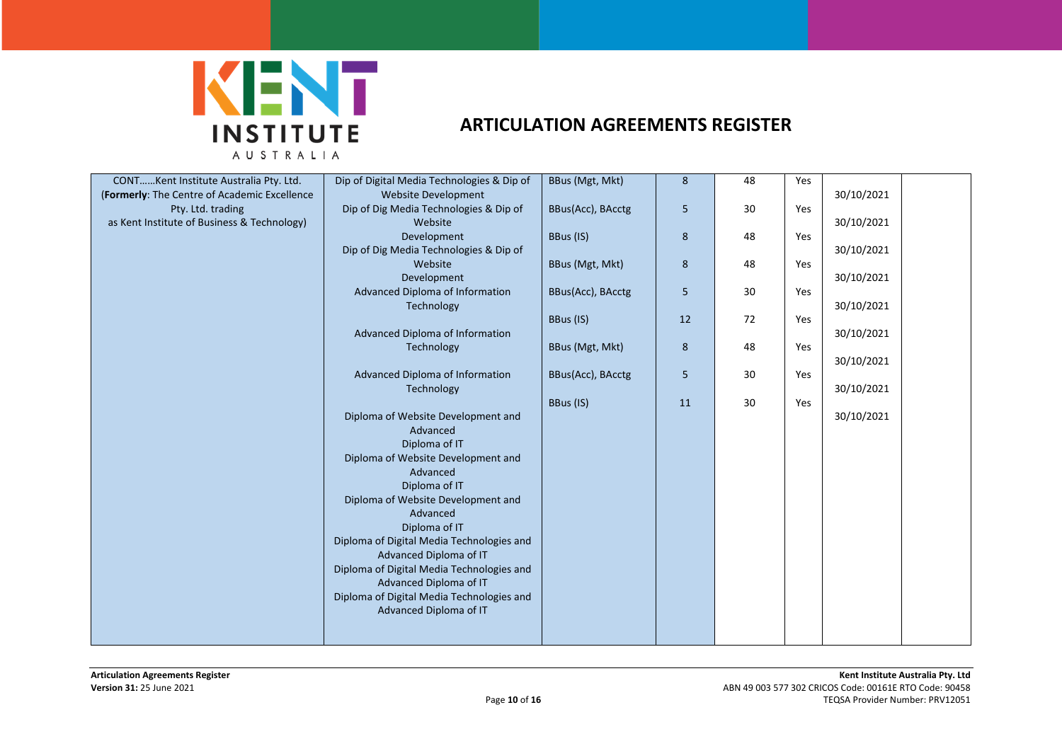# ARTICULATION AGREEMENTS REGISTER

| CONT……Kent Institute Australia Pty. Ltd. (**Formerly**: The Centre of Academic Excellence Pty. Ltd. trading as Kent Institute of Business & Technology) | Dip of Digital Media Technologies & Dip of Website Development | BBus (Mgt, Mkt) | 8 | 48 | Yes | 30/10/2021 | |
|---|---|---|---|---|---|---|---|
| | Dip of Dig Media Technologies & Dip of Website Development | BBus(Acc), BAcctg | 5 | 30 | Yes | 30/10/2021 | |
| | Dip of Dig Media Technologies & Dip of Website Development | BBus (IS) | 8 | 48 | Yes | 30/10/2021 | |
| | Advanced Diploma of Information Technology | BBus (Mgt, Mkt) | 8 | 48 | Yes | 30/10/2021 | |
| | Advanced Diploma of Information Technology | BBus(Acc), BAcctg | 5 | 30 | Yes | 30/10/2021 | |
| | Advanced Diploma of Information Technology | BBus (IS) | 12 | 72 | Yes | 30/10/2021 | |
| | Diploma of Website Development and Advanced Diploma of IT | BBus (Mgt, Mkt) | 8 | 48 | Yes | 30/10/2021 | |
| | Diploma of Website Development and Advanced Diploma of IT | BBus(Acc), BAcctg | 5 | 30 | Yes | 30/10/2021 | |
| | Diploma of Website Development and Advanced Diploma of IT | BBus (IS) | 11 | 30 | Yes | 30/10/2021 | |
| | Diploma of Digital Media Technologies and Advanced Diploma of IT | | | | | | |
| | Diploma of Digital Media Technologies and Advanced Diploma of IT | | | | | | |
| | Diploma of Digital Media Technologies and Advanced Diploma of IT | | | | | | |

**Articulation Agreements Register**
**Version 31:** 25 June 2021

**Kent Institute Australia Pty. Ltd**
ABN 49 003 577 302 CRICOS Code: 00161E RTO Code: 90458
TEQSA Provider Number: PRV12051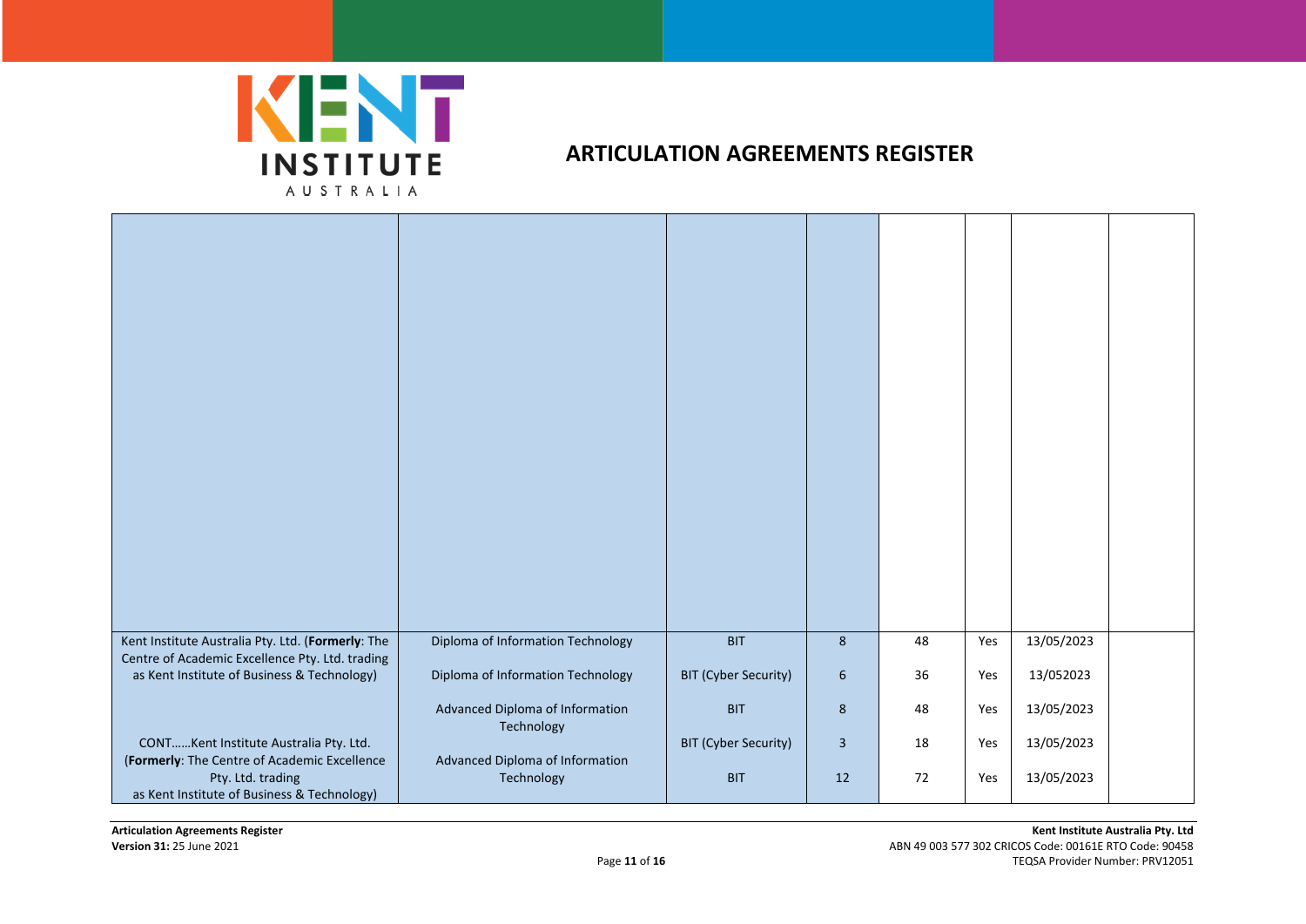# ARTICULATION AGREEMENTS REGISTER

| | | | | | | | |
|---|---|---|---|---|---|---|---|
| Kent Institute Australia Pty. Ltd. (**Formerly**: The Centre of Academic Excellence Pty. Ltd. trading as Kent Institute of Business & Technology) | Diploma of Information Technology | BIT | 8 | 48 | Yes | 13/05/2023 | |
| | Diploma of Information Technology | BIT (Cyber Security) | 6 | 36 | Yes | 13/052023 | |
| | Advanced Diploma of Information Technology | BIT | 8 | 48 | Yes | 13/05/2023 | |
| CONT……Kent Institute Australia Pty. Ltd. (**Formerly**: The Centre of Academic Excellence Pty. Ltd. trading as Kent Institute of Business & Technology) | | BIT (Cyber Security) | 3 | 18 | Yes | 13/05/2023 | |
| | Advanced Diploma of Information Technology | BIT | 12 | 72 | Yes | 13/05/2023 | |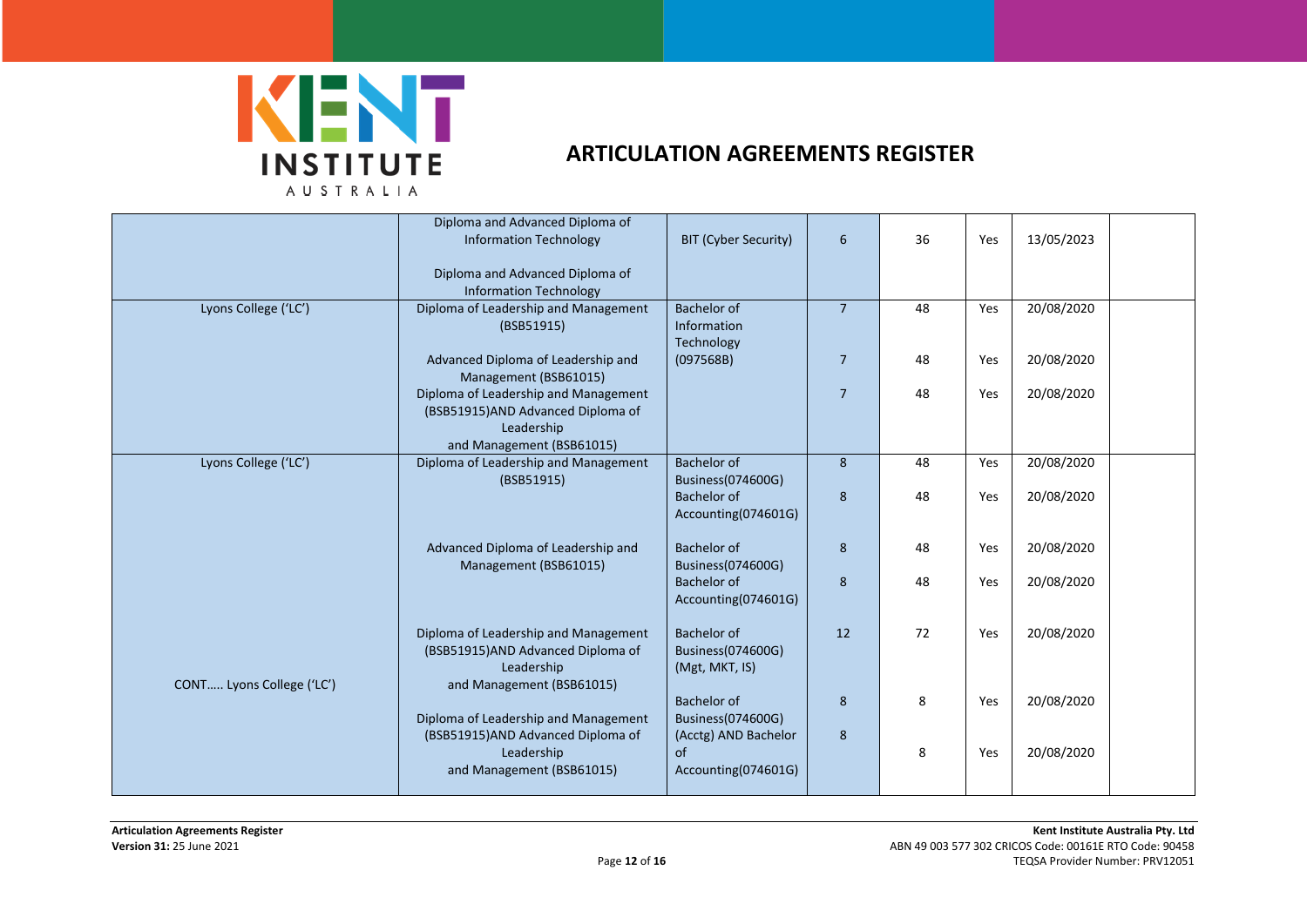# ARTICULATION AGREEMENTS REGISTER

| | | | | | | | |
|---|---|---|---|---|---|---|---|
| | Diploma and Advanced Diploma of Information Technology<br><br>Diploma and Advanced Diploma of Information Technology | BIT (Cyber Security) | 6 | 36 | Yes | 13/05/2023 | |
| Lyons College ('LC') | Diploma of Leadership and Management (BSB51915) | Bachelor of Information Technology (097568B) | 7 | 48 | Yes | 20/08/2020 | |
| | Advanced Diploma of Leadership and Management (BSB61015) | | 7 | 48 | Yes | 20/08/2020 | |
| | Diploma of Leadership and Management (BSB51915)AND Advanced Diploma of Leadership and Management (BSB61015) | | 7 | 48 | Yes | 20/08/2020 | |
| Lyons College ('LC') | Diploma of Leadership and Management (BSB51915) | Bachelor of Business(074600G) | 8 | 48 | Yes | 20/08/2020 | |
| | | Bachelor of Accounting(074601G) | 8 | 48 | Yes | 20/08/2020 | |
| | Advanced Diploma of Leadership and Management (BSB61015) | Bachelor of Business(074600G) | 8 | 48 | Yes | 20/08/2020 | |
| | | Bachelor of Accounting(074601G) | 8 | 48 | Yes | 20/08/2020 | |
| | Diploma of Leadership and Management (BSB51915)AND Advanced Diploma of Leadership and Management (BSB61015) | Bachelor of Business(074600G) (Mgt, MKT, IS) | 12 | 72 | Yes | 20/08/2020 | |
| CONT….. Lyons College ('LC') | Diploma of Leadership and Management (BSB51915)AND Advanced Diploma of Leadership and Management (BSB61015) | Bachelor of Business(074600G) (Acctg) AND Bachelor of Accounting(074601G) | 8<br><br>8 | 8<br><br>8 | Yes<br><br>Yes | 20/08/2020<br><br>20/08/2020 | |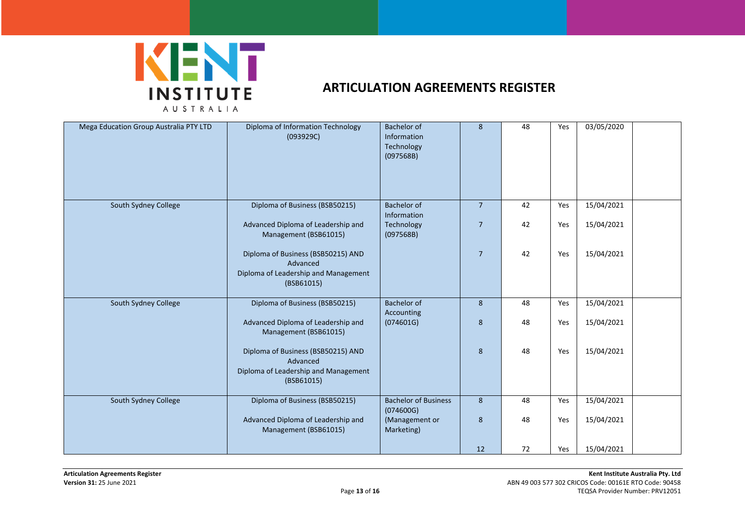# ARTICULATION AGREEMENTS REGISTER

| | | | | | | | |
|---|---|---|---|---|---|---|---|
| Mega Education Group Australia PTY LTD | Diploma of Information Technology (093929C) | Bachelor of Information Technology (097568B) | 8 | 48 | Yes | 03/05/2020 | |
| South Sydney College | Diploma of Business (BSB50215) | Bachelor of Information Technology (097568B) | 7 | 42 | Yes | 15/04/2021 | |
| | Advanced Diploma of Leadership and Management (BSB61015) | | 7 | 42 | Yes | 15/04/2021 | |
| | Diploma of Business (BSB50215) AND Advanced Diploma of Leadership and Management (BSB61015) | | 7 | 42 | Yes | 15/04/2021 | |
| South Sydney College | Diploma of Business (BSB50215) | Bachelor of Accounting (074601G) | 8 | 48 | Yes | 15/04/2021 | |
| | Advanced Diploma of Leadership and Management (BSB61015) | | 8 | 48 | Yes | 15/04/2021 | |
| | Diploma of Business (BSB50215) AND Advanced Diploma of Leadership and Management (BSB61015) | | 8 | 48 | Yes | 15/04/2021 | |
| South Sydney College | Diploma of Business (BSB50215) | Bachelor of Business (074600G) (Management or Marketing) | 8 | 48 | Yes | 15/04/2021 | |
| | Advanced Diploma of Leadership and Management (BSB61015) | | 8 | 48 | Yes | 15/04/2021 | |
| | | | 12 | 72 | Yes | 15/04/2021 | |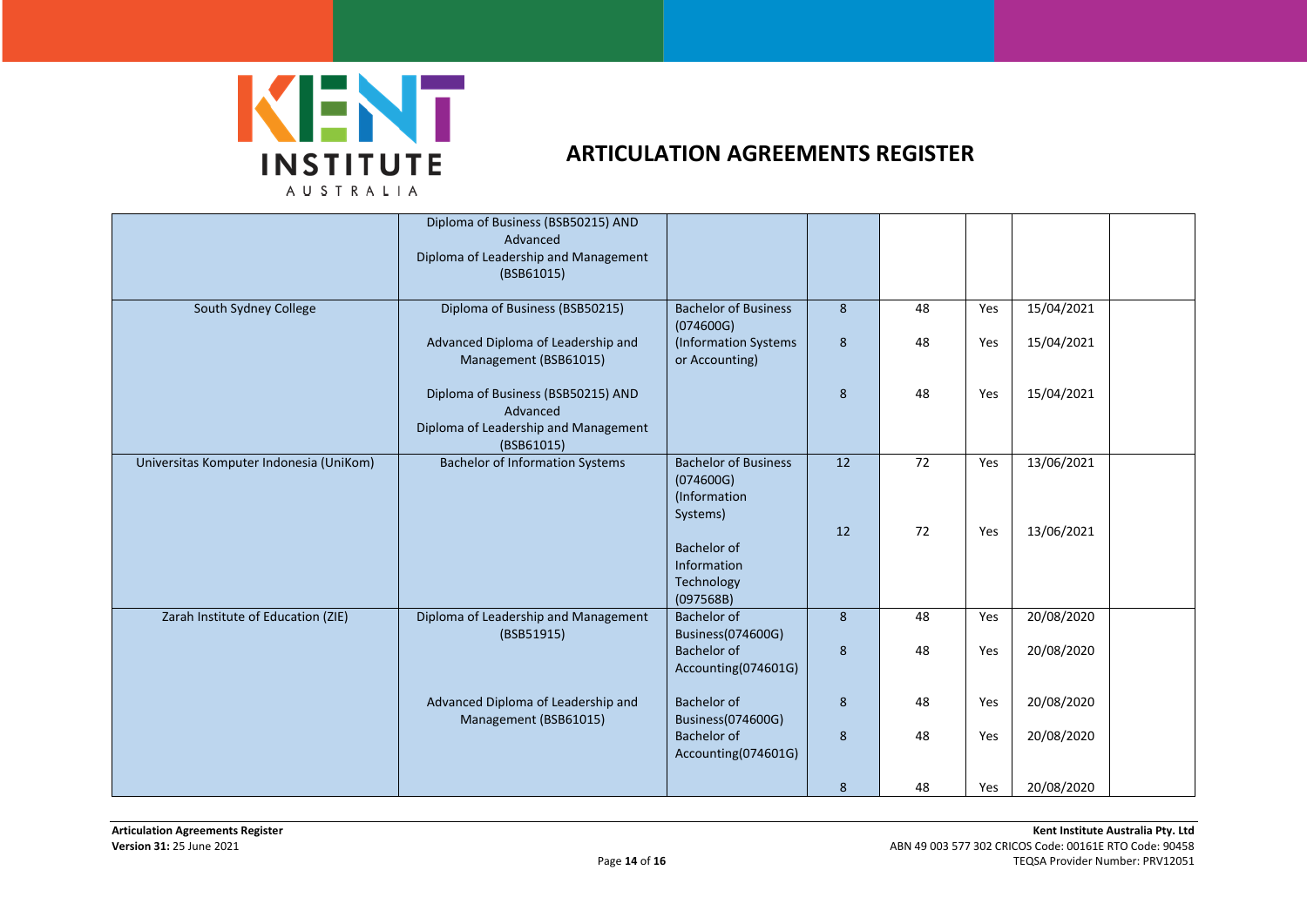# ARTICULATION AGREEMENTS REGISTER

| | | | | | | | |
|---|---|---|---|---|---|---|---|
| | Diploma of Business (BSB50215) AND Advanced Diploma of Leadership and Management (BSB61015) | | | | | | |
| South Sydney College | Diploma of Business (BSB50215) | Bachelor of Business (074600G) (Information Systems or Accounting) | 8 | 48 | Yes | 15/04/2021 | |
| | Advanced Diploma of Leadership and Management (BSB61015) | | 8 | 48 | Yes | 15/04/2021 | |
| | Diploma of Business (BSB50215) AND Advanced Diploma of Leadership and Management (BSB61015) | | 8 | 48 | Yes | 15/04/2021 | |
| Universitas Komputer Indonesia (UniKom) | Bachelor of Information Systems | Bachelor of Business (074600G) (Information Systems) | 12 | 72 | Yes | 13/06/2021 | |
| | | Bachelor of Information Technology (097568B) | 12 | 72 | Yes | 13/06/2021 | |
| Zarah Institute of Education (ZIE) | Diploma of Leadership and Management (BSB51915) | Bachelor of Business(074600G) | 8 | 48 | Yes | 20/08/2020 | |
| | | Bachelor of Accounting(074601G) | 8 | 48 | Yes | 20/08/2020 | |
| | Advanced Diploma of Leadership and Management (BSB61015) | Bachelor of Business(074600G) | 8 | 48 | Yes | 20/08/2020 | |
| | | Bachelor of Accounting(074601G) | 8 | 48 | Yes | 20/08/2020 | |
| | | | 8 | 48 | Yes | 20/08/2020 | |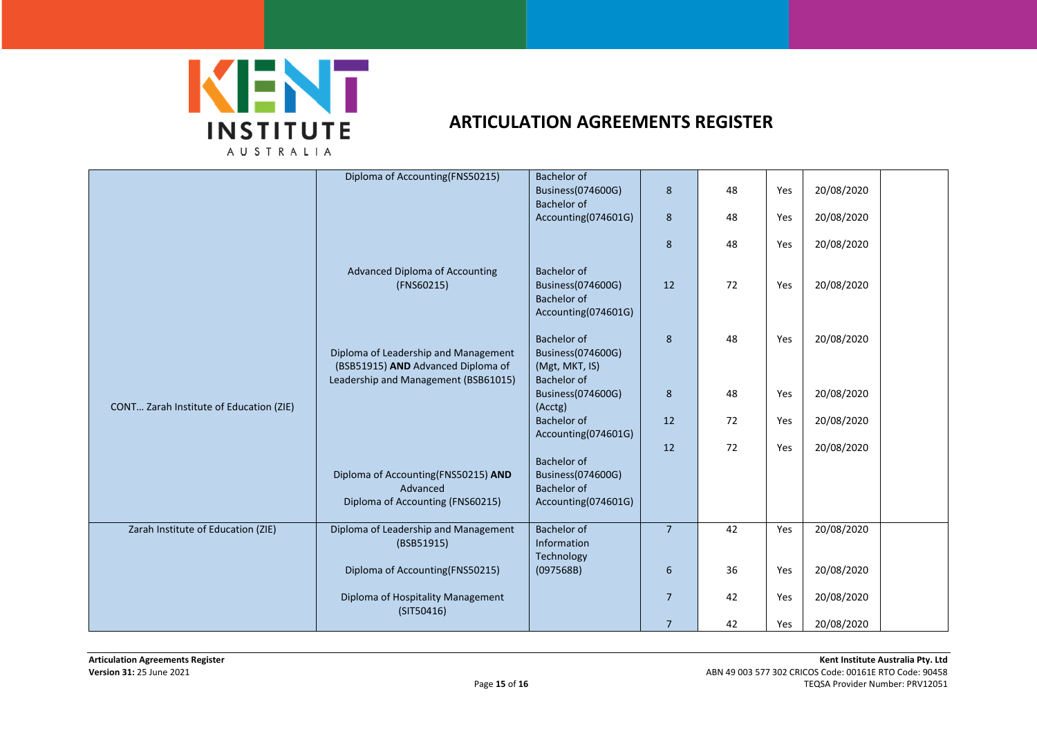# ARTICULATION AGREEMENTS REGISTER

| | | | | | | | |
|---|---|---|---|---|---|---|---|
| CONT… Zarah Institute of Education (ZIE) | Diploma of Accounting(FNS50215) | Bachelor of Business(074600G) | 8 | 48 | Yes | 20/08/2020 | |
| | | Bachelor of Accounting(074601G) | 8 | 48 | Yes | 20/08/2020 | |
| | | | 8 | 48 | Yes | 20/08/2020 | |
| | Advanced Diploma of Accounting (FNS60215) | Bachelor of Business(074600G) Bachelor of Accounting(074601G) | 12 | 72 | Yes | 20/08/2020 | |
| | Diploma of Leadership and Management (BSB51915) **AND** Advanced Diploma of Leadership and Management (BSB61015) | Bachelor of Business(074600G) (Mgt, MKT, IS) | 8 | 48 | Yes | 20/08/2020 | |
| | | Bachelor of Business(074600G) (Acctg) | 8 | 48 | Yes | 20/08/2020 | |
| | | Bachelor of Accounting(074601G) | 12 | 72 | Yes | 20/08/2020 | |
| | Diploma of Accounting(FNS50215) **AND** Advanced Diploma of Accounting (FNS60215) | Bachelor of Business(074600G) Bachelor of Accounting(074601G) | 12 | 72 | Yes | 20/08/2020 | |
| Zarah Institute of Education (ZIE) | Diploma of Leadership and Management (BSB51915) | Bachelor of Information Technology (097568B) | 7 | 42 | Yes | 20/08/2020 | |
| | Diploma of Accounting(FNS50215) | | 6 | 36 | Yes | 20/08/2020 | |
| | Diploma of Hospitality Management (SIT50416) | | 7 | 42 | Yes | 20/08/2020 | |
| | | | 7 | 42 | Yes | 20/08/2020 | |

**Articulation Agreements Register**
**Version 31:** 25 June 2021

**Kent Institute Australia Pty. Ltd**
ABN 49 003 577 302 CRICOS Code: 00161E RTO Code: 90458
TEQSA Provider Number: PRV12051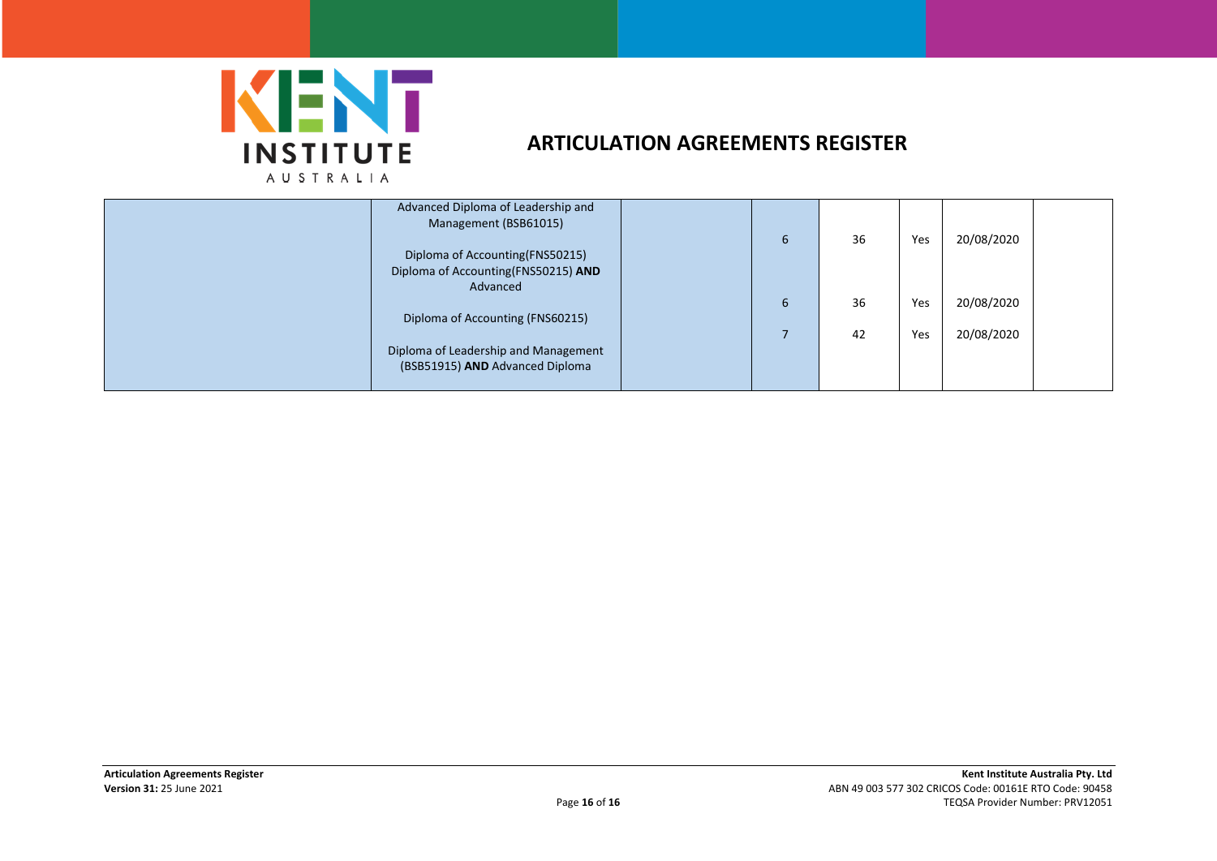# ARTICULATION AGREEMENTS REGISTER

| | | | | | | | |
|---|---|---|---|---|---|---|---|
| | Advanced Diploma of Leadership and Management (BSB61015)<br><br>Diploma of Accounting(FNS50215)<br>Diploma of Accounting(FNS50215) **AND** Advanced<br><br>Diploma of Accounting (FNS60215)<br><br>Diploma of Leadership and Management (BSB51915) **AND** Advanced Diploma | | 6<br><br>6<br><br>7 | 36<br><br>36<br><br>42 | Yes<br><br>Yes<br><br>Yes | 20/08/2020<br><br>20/08/2020<br><br>20/08/2020 | |